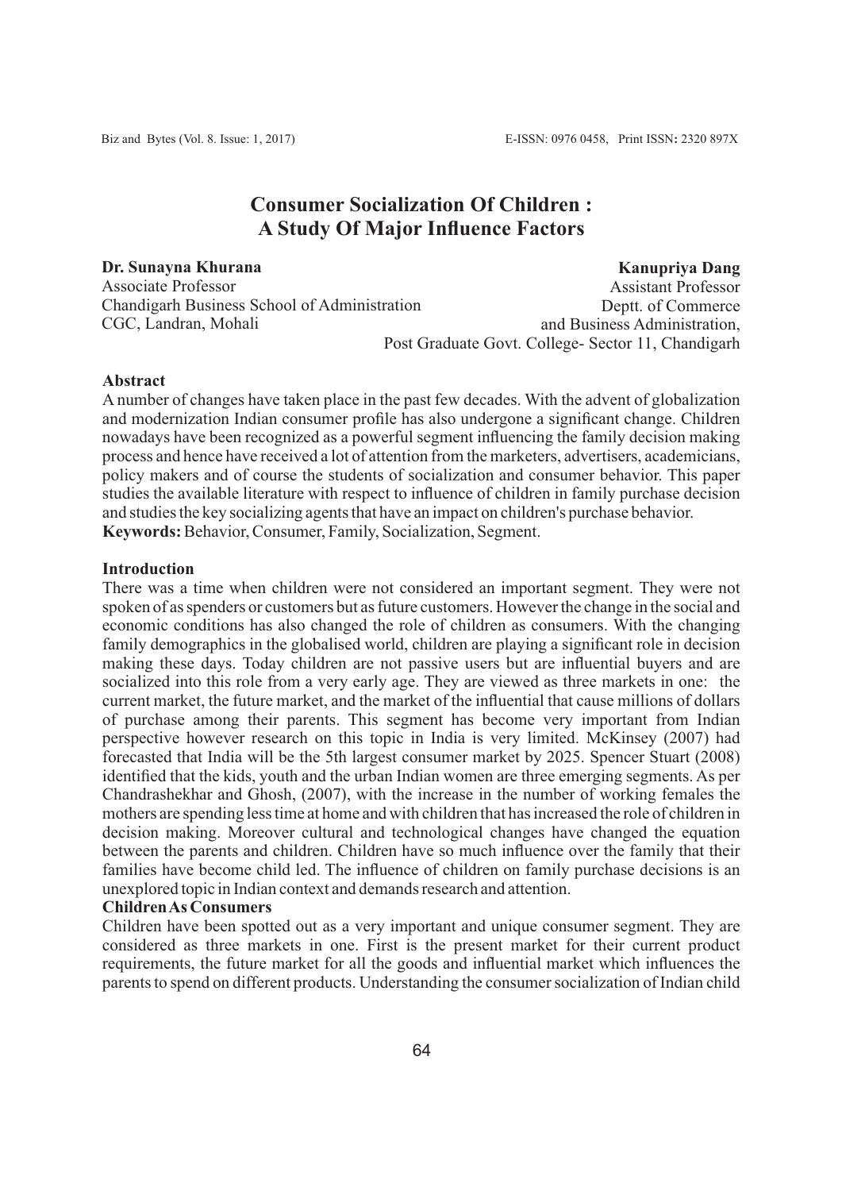# Consumer Socialization Of Children : A Study Of Major Influence Factors

**Dr. Sunayna Khurana**
Associate Professor
Chandigarh Business School of Administration
CGC, Landran, Mohali

**Kanupriya Dang**
Assistant Professor
Deptt. of Commerce
and Business Administration,
Post Graduate Govt. College- Sector 11, Chandigarh

**Abstract**

A number of changes have taken place in the past few decades. With the advent of globalization and modernization Indian consumer profile has also undergone a significant change. Children nowadays have been recognized as a powerful segment influencing the family decision making process and hence have received a lot of attention from the marketers, advertisers, academicians, policy makers and of course the students of socialization and consumer behavior. This paper studies the available literature with respect to influence of children in family purchase decision and studies the key socializing agents that have an impact on children's purchase behavior.

**Keywords:** Behavior, Consumer, Family, Socialization, Segment.

## Introduction

There was a time when children were not considered an important segment. They were not spoken of as spenders or customers but as future customers. However the change in the social and economic conditions has also changed the role of children as consumers. With the changing family demographics in the globalised world, children are playing a significant role in decision making these days. Today children are not passive users but are influential buyers and are socialized into this role from a very early age. They are viewed as three markets in one: the current market, the future market, and the market of the influential that cause millions of dollars of purchase among their parents. This segment has become very important from Indian perspective however research on this topic in India is very limited. McKinsey (2007) had forecasted that India will be the 5th largest consumer market by 2025. Spencer Stuart (2008) identified that the kids, youth and the urban Indian women are three emerging segments. As per Chandrashekhar and Ghosh, (2007), with the increase in the number of working females the mothers are spending less time at home and with children that has increased the role of children in decision making. Moreover cultural and technological changes have changed the equation between the parents and children. Children have so much influence over the family that their families have become child led. The influence of children on family purchase decisions is an unexplored topic in Indian context and demands research and attention.

## Children As Consumers

Children have been spotted out as a very important and unique consumer segment. They are considered as three markets in one. First is the present market for their current product requirements, the future market for all the goods and influential market which influences the parents to spend on different products. Understanding the consumer socialization of Indian child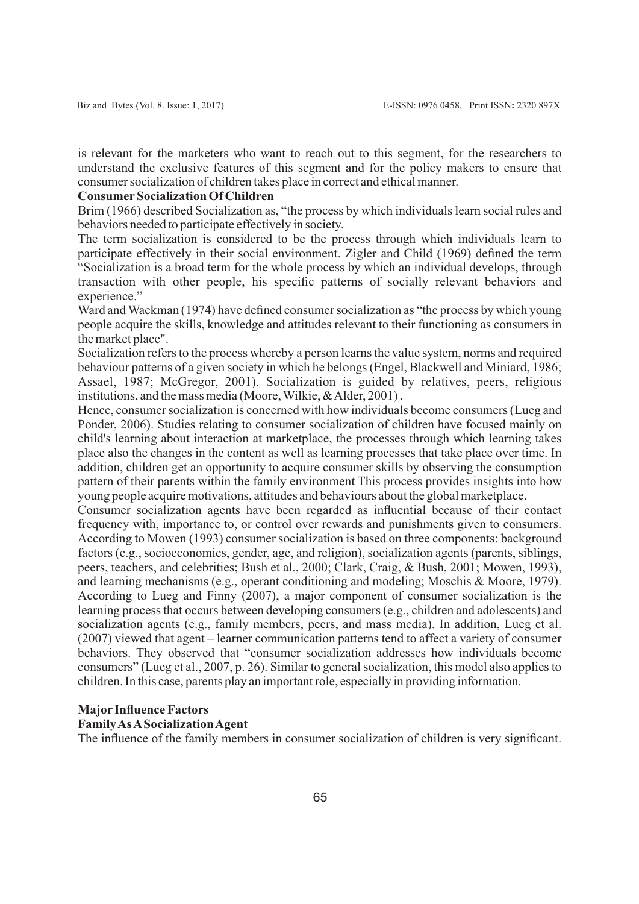is relevant for the marketers who want to reach out to this segment, for the researchers to understand the exclusive features of this segment and for the policy makers to ensure that consumer socialization of children takes place in correct and ethical manner.

**Consumer Socialization Of Children**

Brim (1966) described Socialization as, "the process by which individuals learn social rules and behaviors needed to participate effectively in society.

The term socialization is considered to be the process through which individuals learn to participate effectively in their social environment. Zigler and Child (1969) defined the term "Socialization is a broad term for the whole process by which an individual develops, through transaction with other people, his specific patterns of socially relevant behaviors and experience."

Ward and Wackman (1974) have defined consumer socialization as "the process by which young people acquire the skills, knowledge and attitudes relevant to their functioning as consumers in the market place".

Socialization refers to the process whereby a person learns the value system, norms and required behaviour patterns of a given society in which he belongs (Engel, Blackwell and Miniard, 1986; Assael, 1987; McGregor, 2001). Socialization is guided by relatives, peers, religious institutions, and the mass media (Moore, Wilkie, & Alder, 2001) .

Hence, consumer socialization is concerned with how individuals become consumers (Lueg and Ponder, 2006). Studies relating to consumer socialization of children have focused mainly on child's learning about interaction at marketplace, the processes through which learning takes place also the changes in the content as well as learning processes that take place over time. In addition, children get an opportunity to acquire consumer skills by observing the consumption pattern of their parents within the family environment This process provides insights into how young people acquire motivations, attitudes and behaviours about the global marketplace.

Consumer socialization agents have been regarded as influential because of their contact frequency with, importance to, or control over rewards and punishments given to consumers. According to Mowen (1993) consumer socialization is based on three components: background factors (e.g., socioeconomics, gender, age, and religion), socialization agents (parents, siblings, peers, teachers, and celebrities; Bush et al., 2000; Clark, Craig, & Bush, 2001; Mowen, 1993), and learning mechanisms (e.g., operant conditioning and modeling; Moschis & Moore, 1979). According to Lueg and Finny (2007), a major component of consumer socialization is the learning process that occurs between developing consumers (e.g., children and adolescents) and socialization agents (e.g., family members, peers, and mass media). In addition, Lueg et al. (2007) viewed that agent – learner communication patterns tend to affect a variety of consumer behaviors. They observed that "consumer socialization addresses how individuals become consumers" (Lueg et al., 2007, p. 26). Similar to general socialization, this model also applies to children. In this case, parents play an important role, especially in providing information.

**Major Influence Factors**

**Family As A Socialization Agent**

The influence of the family members in consumer socialization of children is very significant.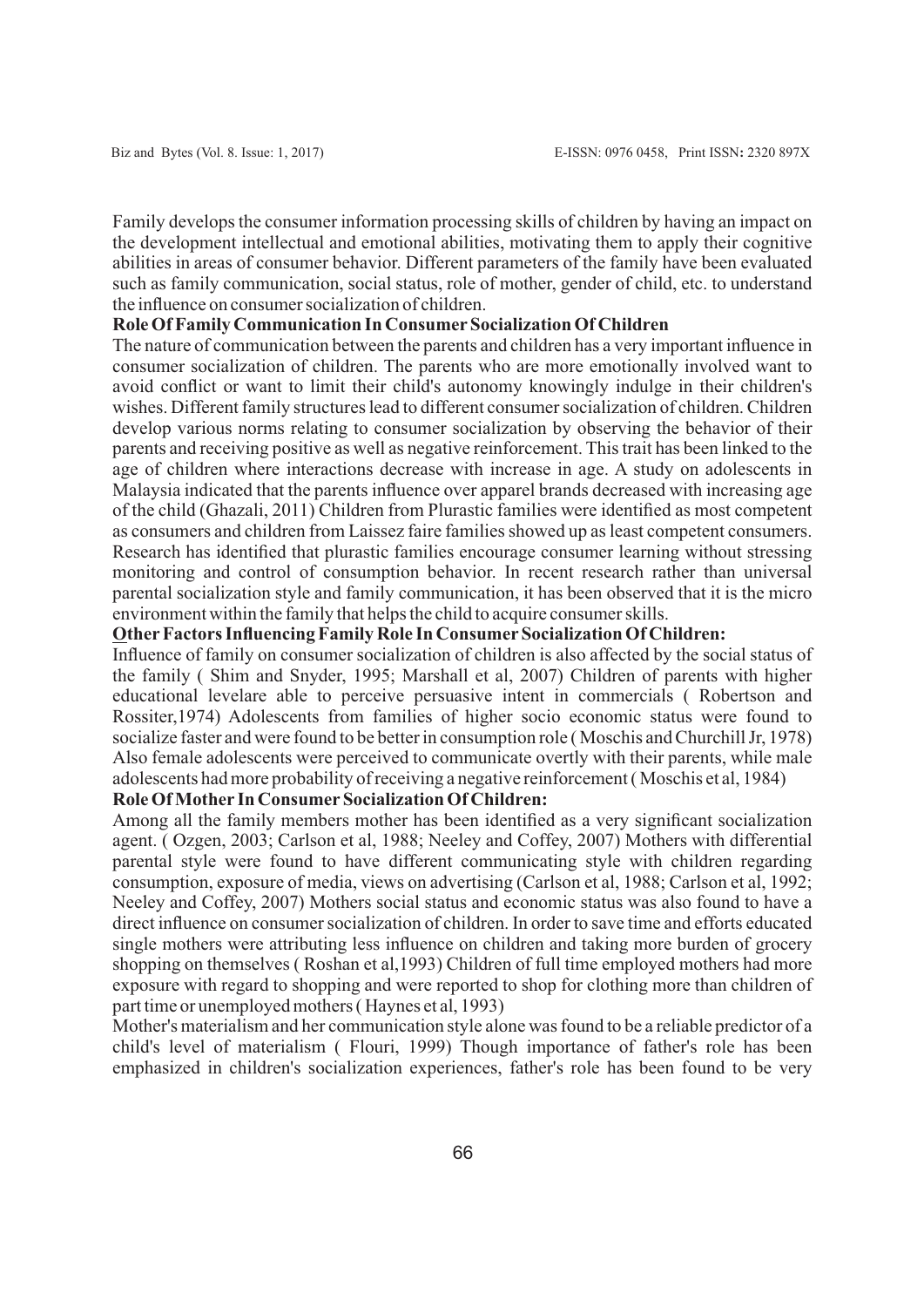Family develops the consumer information processing skills of children by having an impact on the development intellectual and emotional abilities, motivating them to apply their cognitive abilities in areas of consumer behavior. Different parameters of the family have been evaluated such as family communication, social status, role of mother, gender of child, etc. to understand the influence on consumer socialization of children.

**Role Of Family Communication In Consumer Socialization Of Children**

The nature of communication between the parents and children has a very important influence in consumer socialization of children. The parents who are more emotionally involved want to avoid conflict or want to limit their child's autonomy knowingly indulge in their children's wishes. Different family structures lead to different consumer socialization of children. Children develop various norms relating to consumer socialization by observing the behavior of their parents and receiving positive as well as negative reinforcement. This trait has been linked to the age of children where interactions decrease with increase in age. A study on adolescents in Malaysia indicated that the parents influence over apparel brands decreased with increasing age of the child (Ghazali, 2011) Children from Plurastic families were identified as most competent as consumers and children from Laissez faire families showed up as least competent consumers. Research has identified that plurastic families encourage consumer learning without stressing monitoring and control of consumption behavior. In recent research rather than universal parental socialization style and family communication, it has been observed that it is the micro environment within the family that helps the child to acquire consumer skills.

**Other Factors Influencing Family Role In Consumer Socialization Of Children:**

Influence of family on consumer socialization of children is also affected by the social status of the family ( Shim and Snyder, 1995; Marshall et al, 2007) Children of parents with higher educational levelare able to perceive persuasive intent in commercials ( Robertson and Rossiter,1974) Adolescents from families of higher socio economic status were found to socialize faster and were found to be better in consumption role ( Moschis and Churchill Jr, 1978) Also female adolescents were perceived to communicate overtly with their parents, while male adolescents had more probability of receiving a negative reinforcement ( Moschis et al, 1984)

**Role Of Mother In Consumer Socialization Of Children:**

Among all the family members mother has been identified as a very significant socialization agent. ( Ozgen, 2003; Carlson et al, 1988; Neeley and Coffey, 2007) Mothers with differential parental style were found to have different communicating style with children regarding consumption, exposure of media, views on advertising (Carlson et al, 1988; Carlson et al, 1992; Neeley and Coffey, 2007) Mothers social status and economic status was also found to have a direct influence on consumer socialization of children. In order to save time and efforts educated single mothers were attributing less influence on children and taking more burden of grocery shopping on themselves ( Roshan et al,1993) Children of full time employed mothers had more exposure with regard to shopping and were reported to shop for clothing more than children of part time or unemployed mothers ( Haynes et al, 1993)

Mother's materialism and her communication style alone was found to be a reliable predictor of a child's level of materialism ( Flouri, 1999) Though importance of father's role has been emphasized in children's socialization experiences, father's role has been found to be very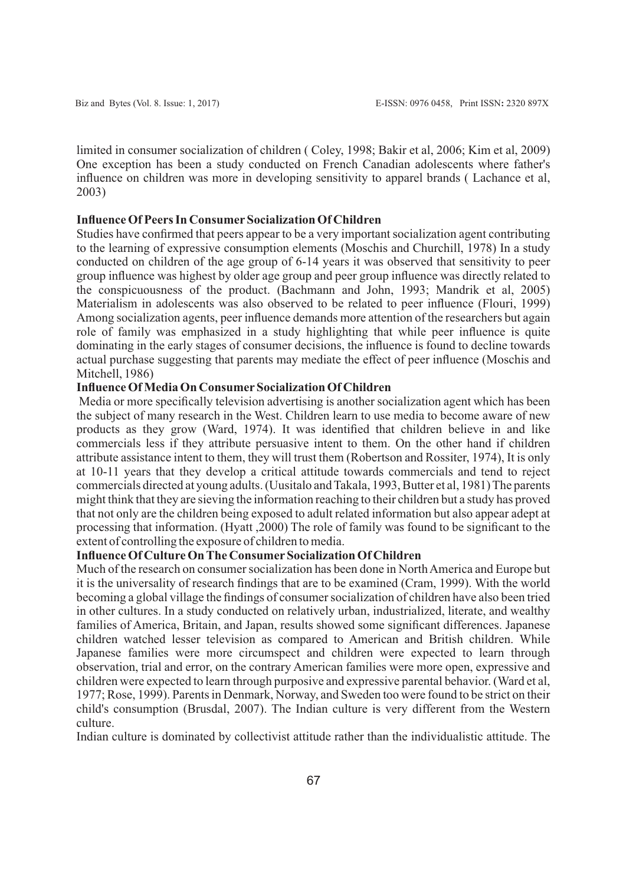limited in consumer socialization of children ( Coley, 1998; Bakir et al, 2006; Kim et al, 2009) One exception has been a study conducted on French Canadian adolescents where father's influence on children was more in developing sensitivity to apparel brands ( Lachance et al, 2003)

**Influence Of Peers In Consumer Socialization Of Children**

Studies have confirmed that peers appear to be a very important socialization agent contributing to the learning of expressive consumption elements (Moschis and Churchill, 1978) In a study conducted on children of the age group of 6-14 years it was observed that sensitivity to peer group influence was highest by older age group and peer group influence was directly related to the conspicuousness of the product. (Bachmann and John, 1993; Mandrik et al, 2005) Materialism in adolescents was also observed to be related to peer influence (Flouri, 1999) Among socialization agents, peer influence demands more attention of the researchers but again role of family was emphasized in a study highlighting that while peer influence is quite dominating in the early stages of consumer decisions, the influence is found to decline towards actual purchase suggesting that parents may mediate the effect of peer influence (Moschis and Mitchell, 1986)

**Influence Of Media On Consumer Socialization Of Children**

Media or more specifically television advertising is another socialization agent which has been the subject of many research in the West. Children learn to use media to become aware of new products as they grow (Ward, 1974). It was identified that children believe in and like commercials less if they attribute persuasive intent to them. On the other hand if children attribute assistance intent to them, they will trust them (Robertson and Rossiter, 1974), It is only at 10-11 years that they develop a critical attitude towards commercials and tend to reject commercials directed at young adults. (Uusitalo and Takala, 1993, Butter et al, 1981) The parents might think that they are sieving the information reaching to their children but a study has proved that not only are the children being exposed to adult related information but also appear adept at processing that information. (Hyatt ,2000) The role of family was found to be significant to the extent of controlling the exposure of children to media.

**Influence Of Culture On The Consumer Socialization Of Children**

Much of the research on consumer socialization has been done in North America and Europe but it is the universality of research findings that are to be examined (Cram, 1999). With the world becoming a global village the findings of consumer socialization of children have also been tried in other cultures. In a study conducted on relatively urban, industrialized, literate, and wealthy families of America, Britain, and Japan, results showed some significant differences. Japanese children watched lesser television as compared to American and British children. While Japanese families were more circumspect and children were expected to learn through observation, trial and error, on the contrary American families were more open, expressive and children were expected to learn through purposive and expressive parental behavior. (Ward et al, 1977; Rose, 1999). Parents in Denmark, Norway, and Sweden too were found to be strict on their child's consumption (Brusdal, 2007). The Indian culture is very different from the Western culture.

Indian culture is dominated by collectivist attitude rather than the individualistic attitude. The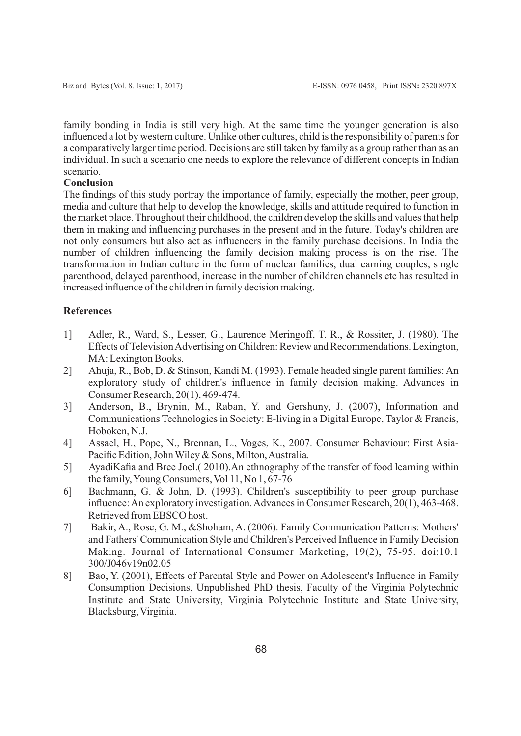family bonding in India is still very high. At the same time the younger generation is also influenced a lot by western culture. Unlike other cultures, child is the responsibility of parents for a comparatively larger time period. Decisions are still taken by family as a group rather than as an individual. In such a scenario one needs to explore the relevance of different concepts in Indian scenario.

**Conclusion**

The findings of this study portray the importance of family, especially the mother, peer group, media and culture that help to develop the knowledge, skills and attitude required to function in the market place. Throughout their childhood, the children develop the skills and values that help them in making and influencing purchases in the present and in the future. Today's children are not only consumers but also act as influencers in the family purchase decisions. In India the number of children influencing the family decision making process is on the rise. The transformation in Indian culture in the form of nuclear families, dual earning couples, single parenthood, delayed parenthood, increase in the number of children channels etc has resulted in increased influence of the children in family decision making.

**References**

1] Adler, R., Ward, S., Lesser, G., Laurence Meringoff, T. R., & Rossiter, J. (1980). The Effects of Television Advertising on Children: Review and Recommendations. Lexington, MA: Lexington Books.

2] Ahuja, R., Bob, D. & Stinson, Kandi M. (1993). Female headed single parent families: An exploratory study of children's influence in family decision making. Advances in Consumer Research, 20(1), 469-474.

3] Anderson, B., Brynin, M., Raban, Y. and Gershuny, J. (2007), Information and Communications Technologies in Society: E-living in a Digital Europe, Taylor & Francis, Hoboken, N.J.

4] Assael, H., Pope, N., Brennan, L., Voges, K., 2007. Consumer Behaviour: First Asia-Pacific Edition, John Wiley & Sons, Milton, Australia.

5] AyadiKafia and Bree Joel.( 2010).An ethnography of the transfer of food learning within the family, Young Consumers, Vol 11, No 1, 67-76

6] Bachmann, G. & John, D. (1993). Children's susceptibility to peer group purchase influence: An exploratory investigation. Advances in Consumer Research, 20(1), 463-468. Retrieved from EBSCO host.

7] Bakir, A., Rose, G. M., &Shoham, A. (2006). Family Communication Patterns: Mothers' and Fathers' Communication Style and Children's Perceived Influence in Family Decision Making. Journal of International Consumer Marketing, 19(2), 75-95. doi:10.1 300/J046v19n02.05

8] Bao, Y. (2001), Effects of Parental Style and Power on Adolescent's Influence in Family Consumption Decisions, Unpublished PhD thesis, Faculty of the Virginia Polytechnic Institute and State University, Virginia Polytechnic Institute and State University, Blacksburg, Virginia.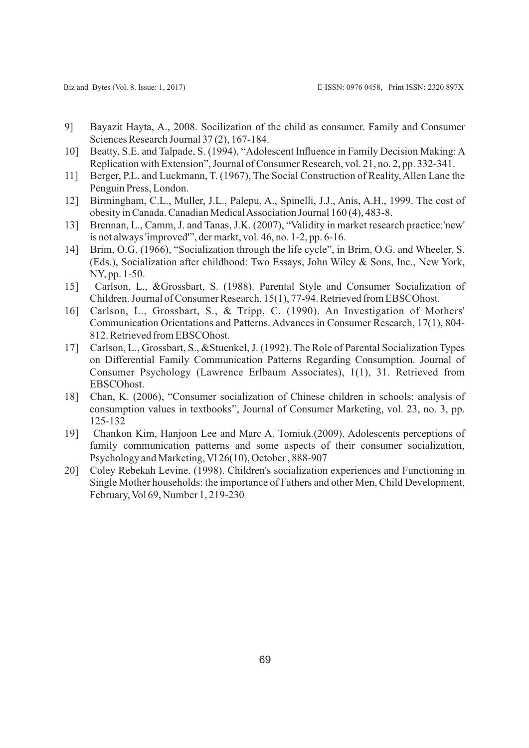9] Bayazit Hayta, A., 2008. Socilization of the child as consumer. Family and Consumer Sciences Research Journal 37 (2), 167-184.

10] Beatty, S.E. and Talpade, S. (1994), "Adolescent Influence in Family Decision Making: A Replication with Extension", Journal of Consumer Research, vol. 21, no. 2, pp. 332-341.

11] Berger, P.L. and Luckmann, T. (1967), The Social Construction of Reality, Allen Lane the Penguin Press, London.

12] Birmingham, C.L., Muller, J.L., Palepu, A., Spinelli, J.J., Anis, A.H., 1999. The cost of obesity in Canada. Canadian Medical Association Journal 160 (4), 483-8.

13] Brennan, L., Camm, J. and Tanas, J.K. (2007), "Validity in market research practice:'new' is not always 'improved'", der markt, vol. 46, no. 1-2, pp. 6-16.

14] Brim, O.G. (1966), "Socialization through the life cycle", in Brim, O.G. and Wheeler, S. (Eds.), Socialization after childhood: Two Essays, John Wiley & Sons, Inc., New York, NY, pp. 1-50.

15] Carlson, L., &Grossbart, S. (1988). Parental Style and Consumer Socialization of Children. Journal of Consumer Research, 15(1), 77-94. Retrieved from EBSCOhost.

16] Carlson, L., Grossbart, S., & Tripp, C. (1990). An Investigation of Mothers' Communication Orientations and Patterns. Advances in Consumer Research, 17(1), 804-812. Retrieved from EBSCOhost.

17] Carlson, L., Grossbart, S., &Stuenkel, J. (1992). The Role of Parental Socialization Types on Differential Family Communication Patterns Regarding Consumption. Journal of Consumer Psychology (Lawrence Erlbaum Associates), 1(1), 31. Retrieved from EBSCOhost.

18] Chan, K. (2006), "Consumer socialization of Chinese children in schools: analysis of consumption values in textbooks", Journal of Consumer Marketing, vol. 23, no. 3, pp. 125-132

19] Chankon Kim, Hanjoon Lee and Marc A. Tomiuk.(2009). Adolescents perceptions of family communication patterns and some aspects of their consumer socialization, Psychology and Marketing, Vl 26(10), October , 888-907

20] Coley Rebekah Levine. (1998). Children's socialization experiences and Functioning in Single Mother households: the importance of Fathers and other Men, Child Development, February, Vol 69, Number 1, 219-230